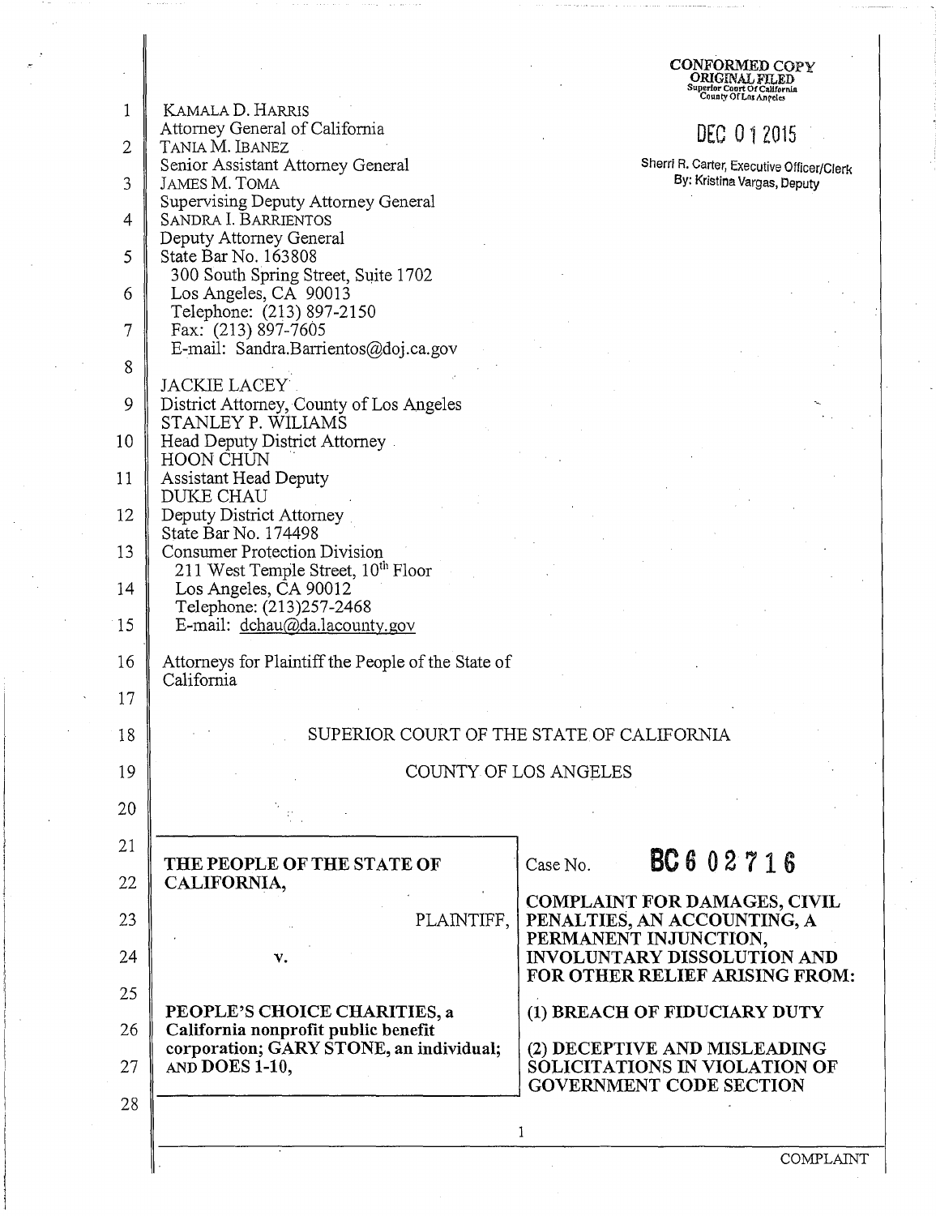CONFORMED COPY
ORIGINAL FILED
Superior Court Of California
County Of Los Angeles

DEC 01 2015

Sherri R. Carter, Executive Officer/Clerk
By: Kristina Vargas, Deputy

KAMALA D. HARRIS
Attorney General of California
TANIA M. IBANEZ
Senior Assistant Attorney General
JAMES M. TOMA
Supervising Deputy Attorney General
SANDRA I. BARRIENTOS
Deputy Attorney General
State Bar No. 163808
300 South Spring Street, Suite 1702
Los Angeles, CA 90013
Telephone: (213) 897-2150
Fax: (213) 897-7605
E-mail: Sandra.Barrientos@doj.ca.gov

JACKIE LACEY
District Attorney, County of Los Angeles
STANLEY P. WILIAMS
Head Deputy District Attorney
HOON CHUN
Assistant Head Deputy
DUKE CHAU
Deputy District Attorney
State Bar No. 174498
Consumer Protection Division
211 West Temple Street, 10th Floor
Los Angeles, CA 90012
Telephone: (213)257-2468
E-mail: dchau@da.lacounty.gov

Attorneys for Plaintiff the People of the State of California

SUPERIOR COURT OF THE STATE OF CALIFORNIA

COUNTY OF LOS ANGELES

| | |
|---|---|
| **THE PEOPLE OF THE STATE OF CALIFORNIA,**<br><br>PLAINTIFF,<br><br>v.<br><br>**PEOPLE'S CHOICE CHARITIES, a California nonprofit public benefit corporation; GARY STONE, an individual; AND DOES 1-10,** | Case No. **BC 602716**<br><br>**COMPLAINT FOR DAMAGES, CIVIL PENALTIES, AN ACCOUNTING, A PERMANENT INJUNCTION, INVOLUNTARY DISSOLUTION AND FOR OTHER RELIEF ARISING FROM:**<br><br>**(1) BREACH OF FIDUCIARY DUTY**<br><br>**(2) DECEPTIVE AND MISLEADING SOLICITATIONS IN VIOLATION OF GOVERNMENT CODE SECTION** |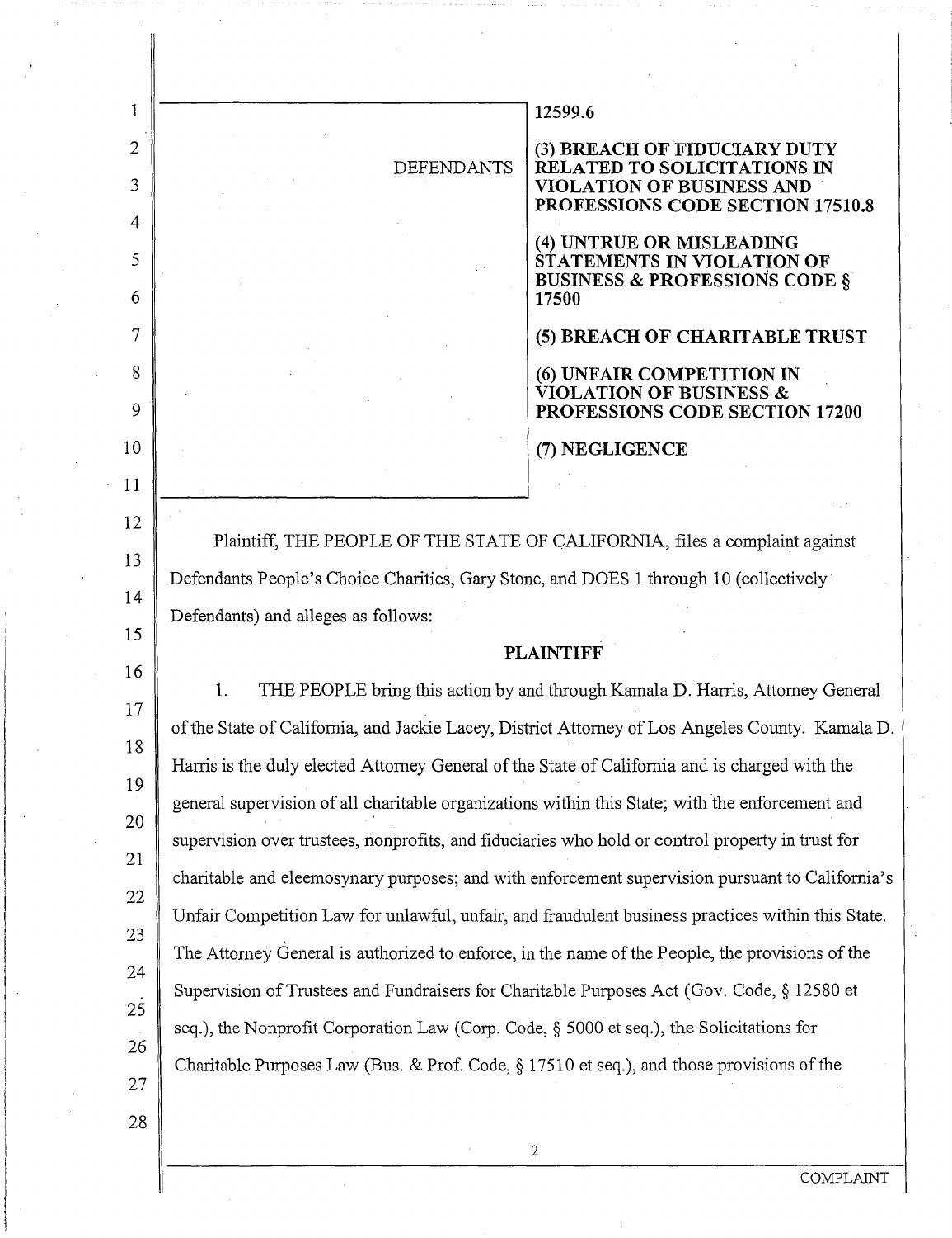| DEFENDANTS | 12599.6 <br> **(3) BREACH OF FIDUCIARY DUTY RELATED TO SOLICITATIONS IN VIOLATION OF BUSINESS AND PROFESSIONS CODE SECTION 17510.8** <br> **(4) UNTRUE OR MISLEADING STATEMENTS IN VIOLATION OF BUSINESS & PROFESSIONS CODE § 17500** <br> **(5) BREACH OF CHARITABLE TRUST** <br> **(6) UNFAIR COMPETITION IN VIOLATION OF BUSINESS & PROFESSIONS CODE SECTION 17200** <br> **(7) NEGLIGENCE** |
| --- | --- |

Plaintiff, THE PEOPLE OF THE STATE OF CALIFORNIA, files a complaint against Defendants People's Choice Charities, Gary Stone, and DOES 1 through 10 (collectively Defendants) and alleges as follows:

**PLAINTIFF**

1. THE PEOPLE bring this action by and through Kamala D. Harris, Attorney General of the State of California, and Jackie Lacey, District Attorney of Los Angeles County. Kamala D. Harris is the duly elected Attorney General of the State of California and is charged with the general supervision of all charitable organizations within this State; with the enforcement and supervision over trustees, nonprofits, and fiduciaries who hold or control property in trust for charitable and eleemosynary purposes; and with enforcement supervision pursuant to California's Unfair Competition Law for unlawful, unfair, and fraudulent business practices within this State. The Attorney General is authorized to enforce, in the name of the People, the provisions of the Supervision of Trustees and Fundraisers for Charitable Purposes Act (Gov. Code, § 12580 et seq.), the Nonprofit Corporation Law (Corp. Code, § 5000 et seq.), the Solicitations for Charitable Purposes Law (Bus. & Prof. Code, § 17510 et seq.), and those provisions of the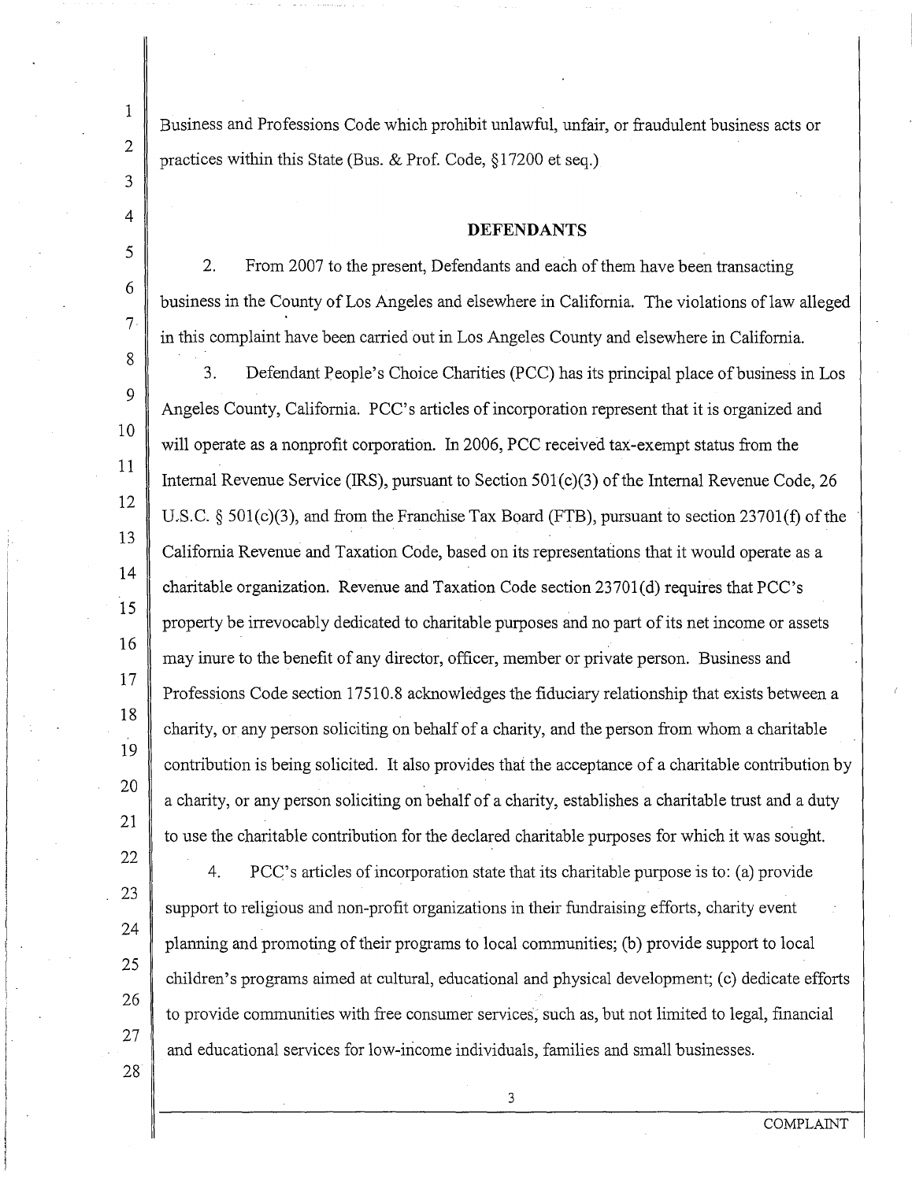Business and Professions Code which prohibit unlawful, unfair, or fraudulent business acts or practices within this State (Bus. & Prof. Code, §17200 et seq.)

## DEFENDANTS

2. From 2007 to the present, Defendants and each of them have been transacting business in the County of Los Angeles and elsewhere in California. The violations of law alleged in this complaint have been carried out in Los Angeles County and elsewhere in California.

3. Defendant People's Choice Charities (PCC) has its principal place of business in Los Angeles County, California. PCC's articles of incorporation represent that it is organized and will operate as a nonprofit corporation. In 2006, PCC received tax-exempt status from the Internal Revenue Service (IRS), pursuant to Section 501(c)(3) of the Internal Revenue Code, 26 U.S.C. § 501(c)(3), and from the Franchise Tax Board (FTB), pursuant to section 23701(f) of the California Revenue and Taxation Code, based on its representations that it would operate as a charitable organization. Revenue and Taxation Code section 23701(d) requires that PCC's property be irrevocably dedicated to charitable purposes and no part of its net income or assets may inure to the benefit of any director, officer, member or private person. Business and Professions Code section 17510.8 acknowledges the fiduciary relationship that exists between a charity, or any person soliciting on behalf of a charity, and the person from whom a charitable contribution is being solicited. It also provides that the acceptance of a charitable contribution by a charity, or any person soliciting on behalf of a charity, establishes a charitable trust and a duty to use the charitable contribution for the declared charitable purposes for which it was sought.

4. PCC's articles of incorporation state that its charitable purpose is to: (a) provide support to religious and non-profit organizations in their fundraising efforts, charity event planning and promoting of their programs to local communities; (b) provide support to local children's programs aimed at cultural, educational and physical development; (c) dedicate efforts to provide communities with free consumer services, such as, but not limited to legal, financial and educational services for low-income individuals, families and small businesses.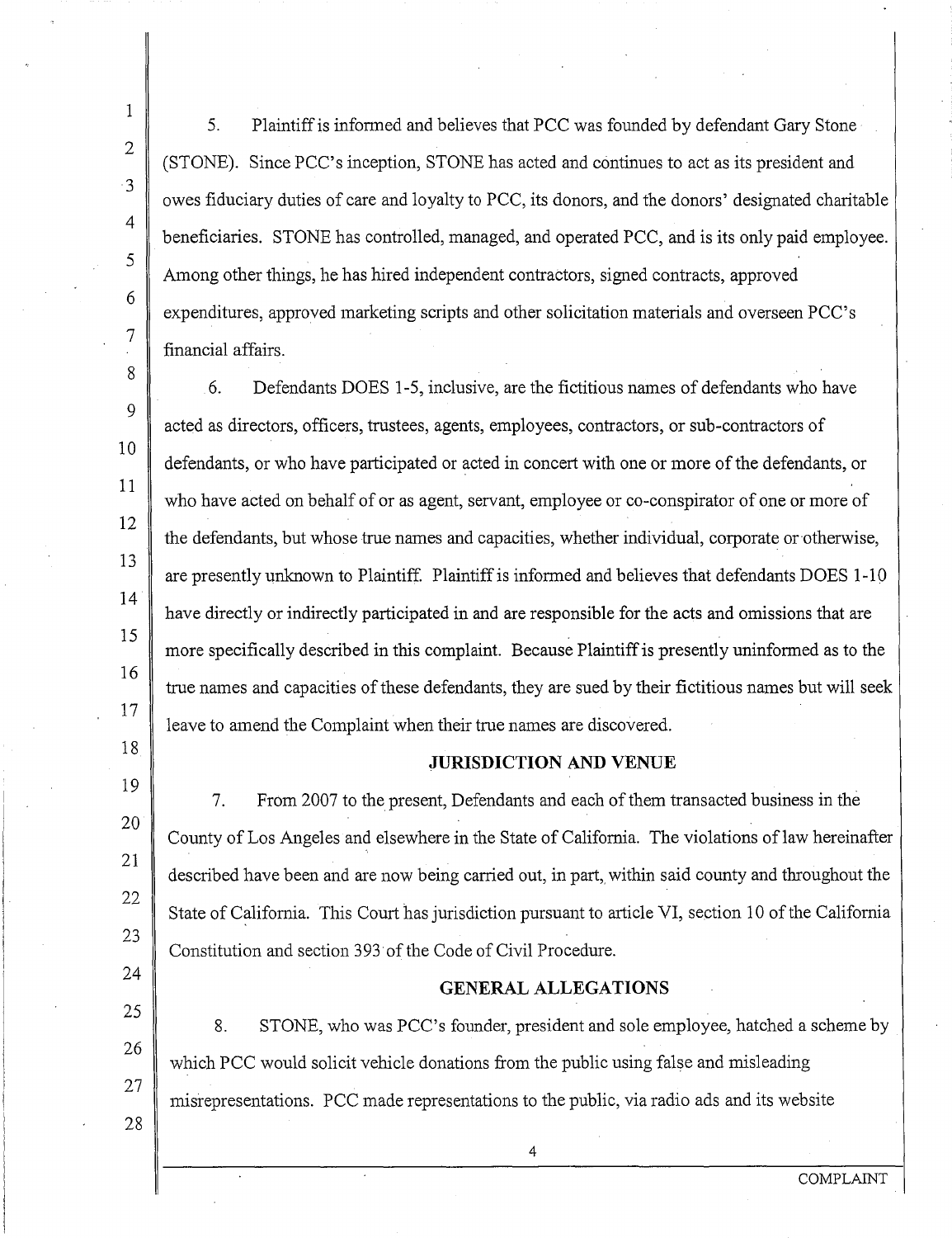5. Plaintiff is informed and believes that PCC was founded by defendant Gary Stone (STONE). Since PCC's inception, STONE has acted and continues to act as its president and owes fiduciary duties of care and loyalty to PCC, its donors, and the donors' designated charitable beneficiaries. STONE has controlled, managed, and operated PCC, and is its only paid employee. Among other things, he has hired independent contractors, signed contracts, approved expenditures, approved marketing scripts and other solicitation materials and overseen PCC's financial affairs.

6. Defendants DOES 1-5, inclusive, are the fictitious names of defendants who have acted as directors, officers, trustees, agents, employees, contractors, or sub-contractors of defendants, or who have participated or acted in concert with one or more of the defendants, or who have acted on behalf of or as agent, servant, employee or co-conspirator of one or more of the defendants, but whose true names and capacities, whether individual, corporate or otherwise, are presently unknown to Plaintiff. Plaintiff is informed and believes that defendants DOES 1-10 have directly or indirectly participated in and are responsible for the acts and omissions that are more specifically described in this complaint. Because Plaintiff is presently uninformed as to the true names and capacities of these defendants, they are sued by their fictitious names but will seek leave to amend the Complaint when their true names are discovered.

## JURISDICTION AND VENUE

7. From 2007 to the present, Defendants and each of them transacted business in the County of Los Angeles and elsewhere in the State of California. The violations of law hereinafter described have been and are now being carried out, in part, within said county and throughout the State of California. This Court has jurisdiction pursuant to article VI, section 10 of the California Constitution and section 393 of the Code of Civil Procedure.

## GENERAL ALLEGATIONS

8. STONE, who was PCC's founder, president and sole employee, hatched a scheme by which PCC would solicit vehicle donations from the public using false and misleading misrepresentations. PCC made representations to the public, via radio ads and its website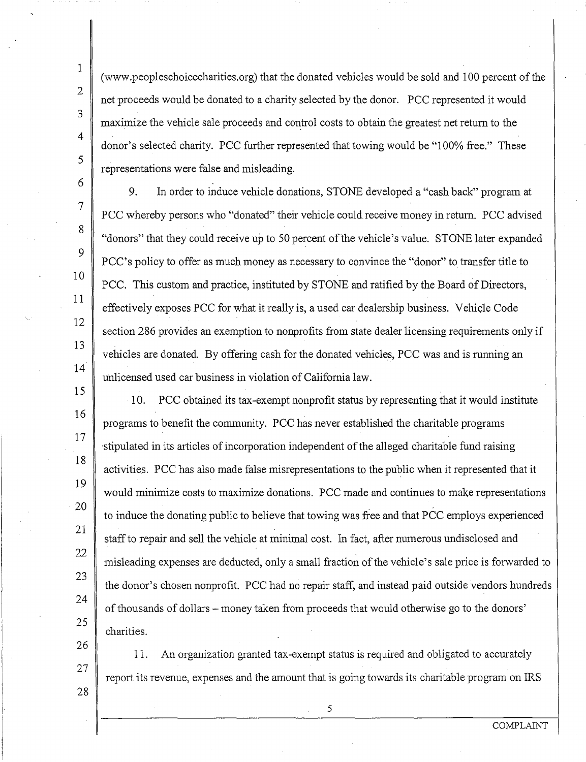(www.peopleschoicecharities.org) that the donated vehicles would be sold and 100 percent of the net proceeds would be donated to a charity selected by the donor. PCC represented it would maximize the vehicle sale proceeds and control costs to obtain the greatest net return to the donor's selected charity. PCC further represented that towing would be "100% free." These representations were false and misleading.

9. In order to induce vehicle donations, STONE developed a "cash back" program at PCC whereby persons who "donated" their vehicle could receive money in return. PCC advised "donors" that they could receive up to 50 percent of the vehicle's value. STONE later expanded PCC's policy to offer as much money as necessary to convince the "donor" to transfer title to PCC. This custom and practice, instituted by STONE and ratified by the Board of Directors, effectively exposes PCC for what it really is, a used car dealership business. Vehicle Code section 286 provides an exemption to nonprofits from state dealer licensing requirements only if vehicles are donated. By offering cash for the donated vehicles, PCC was and is running an unlicensed used car business in violation of California law.

10. PCC obtained its tax-exempt nonprofit status by representing that it would institute programs to benefit the community. PCC has never established the charitable programs stipulated in its articles of incorporation independent of the alleged charitable fund raising activities. PCC has also made false misrepresentations to the public when it represented that it would minimize costs to maximize donations. PCC made and continues to make representations to induce the donating public to believe that towing was free and that PCC employs experienced staff to repair and sell the vehicle at minimal cost. In fact, after numerous undisclosed and misleading expenses are deducted, only a small fraction of the vehicle's sale price is forwarded to the donor's chosen nonprofit. PCC had no repair staff, and instead paid outside vendors hundreds of thousands of dollars – money taken from proceeds that would otherwise go to the donors' charities.

11. An organization granted tax-exempt status is required and obligated to accurately report its revenue, expenses and the amount that is going towards its charitable program on IRS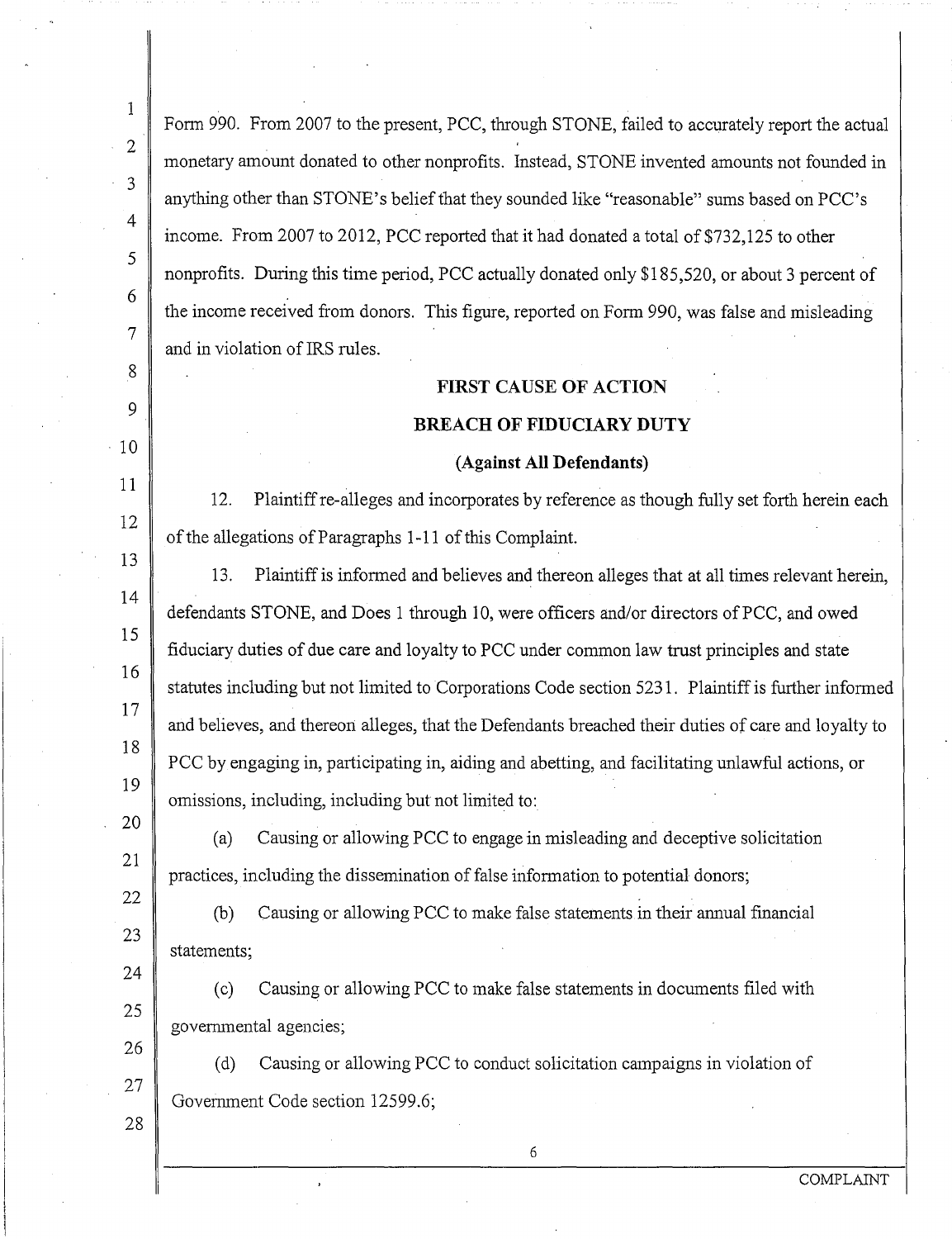Form 990. From 2007 to the present, PCC, through STONE, failed to accurately report the actual monetary amount donated to other nonprofits. Instead, STONE invented amounts not founded in anything other than STONE's belief that they sounded like "reasonable" sums based on PCC's income. From 2007 to 2012, PCC reported that it had donated a total of $732,125 to other nonprofits. During this time period, PCC actually donated only $185,520, or about 3 percent of the income received from donors. This figure, reported on Form 990, was false and misleading and in violation of IRS rules.

**FIRST CAUSE OF ACTION**

**BREACH OF FIDUCIARY DUTY**

**(Against All Defendants)**

12. Plaintiff re-alleges and incorporates by reference as though fully set forth herein each of the allegations of Paragraphs 1-11 of this Complaint.

13. Plaintiff is informed and believes and thereon alleges that at all times relevant herein, defendants STONE, and Does 1 through 10, were officers and/or directors of PCC, and owed fiduciary duties of due care and loyalty to PCC under common law trust principles and state statutes including but not limited to Corporations Code section 5231. Plaintiff is further informed and believes, and thereon alleges, that the Defendants breached their duties of care and loyalty to PCC by engaging in, participating in, aiding and abetting, and facilitating unlawful actions, or omissions, including, including but not limited to:

(a) Causing or allowing PCC to engage in misleading and deceptive solicitation practices, including the dissemination of false information to potential donors;

(b) Causing or allowing PCC to make false statements in their annual financial statements;

(c) Causing or allowing PCC to make false statements in documents filed with governmental agencies;

(d) Causing or allowing PCC to conduct solicitation campaigns in violation of Government Code section 12599.6;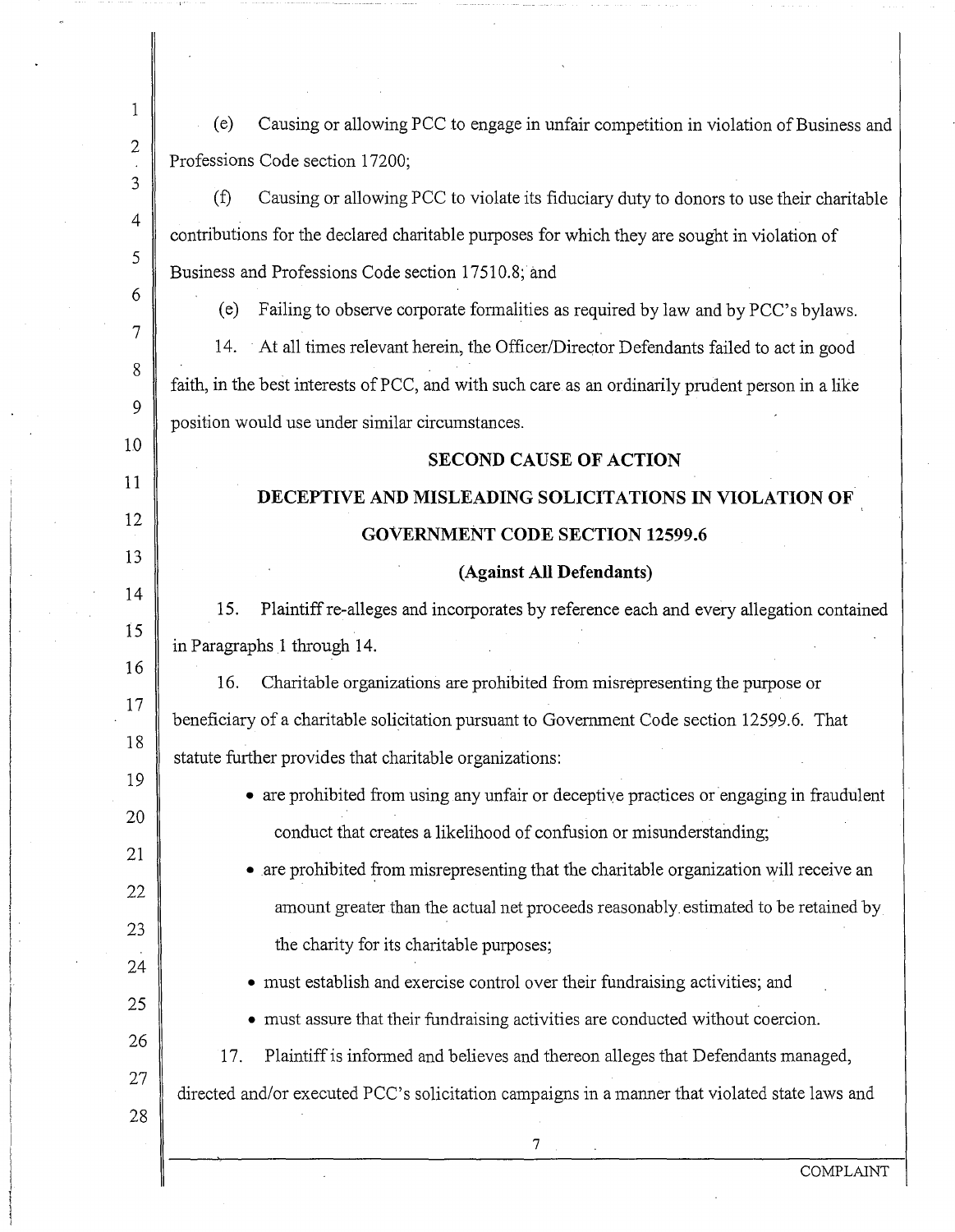(e) Causing or allowing PCC to engage in unfair competition in violation of Business and Professions Code section 17200;

(f) Causing or allowing PCC to violate its fiduciary duty to donors to use their charitable contributions for the declared charitable purposes for which they are sought in violation of Business and Professions Code section 17510.8; and

(e) Failing to observe corporate formalities as required by law and by PCC's bylaws.

14. At all times relevant herein, the Officer/Director Defendants failed to act in good faith, in the best interests of PCC, and with such care as an ordinarily prudent person in a like position would use under similar circumstances.

## SECOND CAUSE OF ACTION

## DECEPTIVE AND MISLEADING SOLICITATIONS IN VIOLATION OF GOVERNMENT CODE SECTION 12599.6

### (Against All Defendants)

15. Plaintiff re-alleges and incorporates by reference each and every allegation contained in Paragraphs 1 through 14.

16. Charitable organizations are prohibited from misrepresenting the purpose or beneficiary of a charitable solicitation pursuant to Government Code section 12599.6. That statute further provides that charitable organizations:

- are prohibited from using any unfair or deceptive practices or engaging in fraudulent conduct that creates a likelihood of confusion or misunderstanding;
- are prohibited from misrepresenting that the charitable organization will receive an amount greater than the actual net proceeds reasonably estimated to be retained by the charity for its charitable purposes;
- must establish and exercise control over their fundraising activities; and
- must assure that their fundraising activities are conducted without coercion.

17. Plaintiff is informed and believes and thereon alleges that Defendants managed, directed and/or executed PCC's solicitation campaigns in a manner that violated state laws and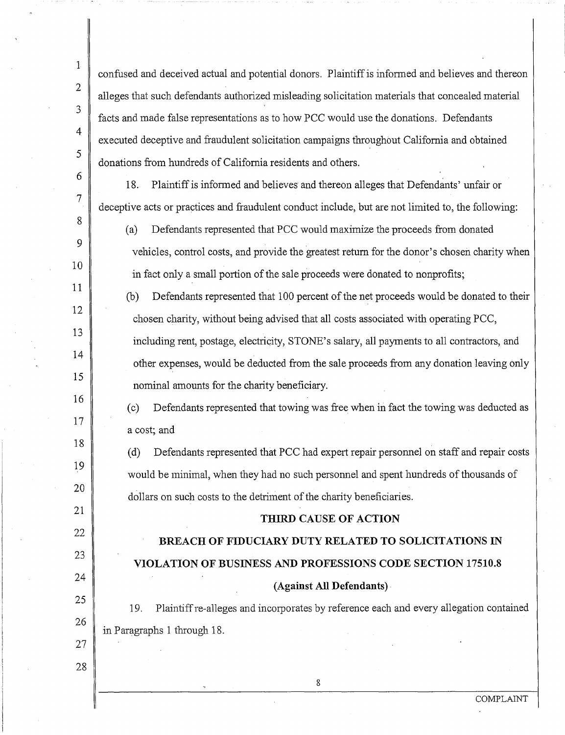confused and deceived actual and potential donors. Plaintiff is informed and believes and thereon alleges that such defendants authorized misleading solicitation materials that concealed material facts and made false representations as to how PCC would use the donations. Defendants executed deceptive and fraudulent solicitation campaigns throughout California and obtained donations from hundreds of California residents and others.

18. Plaintiff is informed and believes and thereon alleges that Defendants' unfair or deceptive acts or practices and fraudulent conduct include, but are not limited to, the following:

(a) Defendants represented that PCC would maximize the proceeds from donated vehicles, control costs, and provide the greatest return for the donor's chosen charity when in fact only a small portion of the sale proceeds were donated to nonprofits;

(b) Defendants represented that 100 percent of the net proceeds would be donated to their chosen charity, without being advised that all costs associated with operating PCC, including rent, postage, electricity, STONE's salary, all payments to all contractors, and other expenses, would be deducted from the sale proceeds from any donation leaving only nominal amounts for the charity beneficiary.

(c) Defendants represented that towing was free when in fact the towing was deducted as a cost; and

(d) Defendants represented that PCC had expert repair personnel on staff and repair costs would be minimal, when they had no such personnel and spent hundreds of thousands of dollars on such costs to the detriment of the charity beneficiaries.

## THIRD CAUSE OF ACTION

## BREACH OF FIDUCIARY DUTY RELATED TO SOLICITATIONS IN VIOLATION OF BUSINESS AND PROFESSIONS CODE SECTION 17510.8

**(Against All Defendants)**

19. Plaintiff re-alleges and incorporates by reference each and every allegation contained in Paragraphs 1 through 18.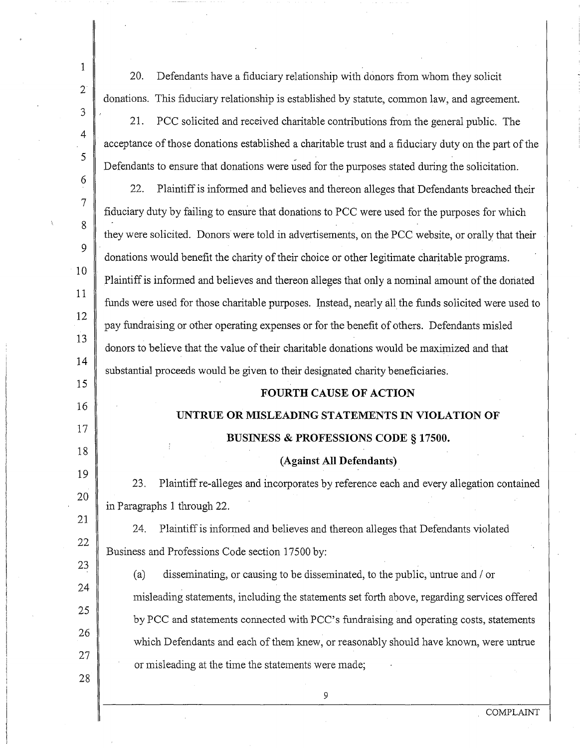20. Defendants have a fiduciary relationship with donors from whom they solicit donations. This fiduciary relationship is established by statute, common law, and agreement.

21. PCC solicited and received charitable contributions from the general public. The acceptance of those donations established a charitable trust and a fiduciary duty on the part of the Defendants to ensure that donations were used for the purposes stated during the solicitation.

22. Plaintiff is informed and believes and thereon alleges that Defendants breached their fiduciary duty by failing to ensure that donations to PCC were used for the purposes for which they were solicited. Donors were told in advertisements, on the PCC website, or orally that their donations would benefit the charity of their choice or other legitimate charitable programs. Plaintiff is informed and believes and thereon alleges that only a nominal amount of the donated funds were used for those charitable purposes. Instead, nearly all the funds solicited were used to pay fundraising or other operating expenses or for the benefit of others. Defendants misled donors to believe that the value of their charitable donations would be maximized and that substantial proceeds would be given to their designated charity beneficiaries.

**FOURTH CAUSE OF ACTION**

**UNTRUE OR MISLEADING STATEMENTS IN VIOLATION OF BUSINESS & PROFESSIONS CODE § 17500.**

**(Against All Defendants)**

23. Plaintiff re-alleges and incorporates by reference each and every allegation contained in Paragraphs 1 through 22.

24. Plaintiff is informed and believes and thereon alleges that Defendants violated Business and Professions Code section 17500 by:

(a) disseminating, or causing to be disseminated, to the public, untrue and / or misleading statements, including the statements set forth above, regarding services offered by PCC and statements connected with PCC's fundraising and operating costs, statements which Defendants and each of them knew, or reasonably should have known, were untrue or misleading at the time the statements were made;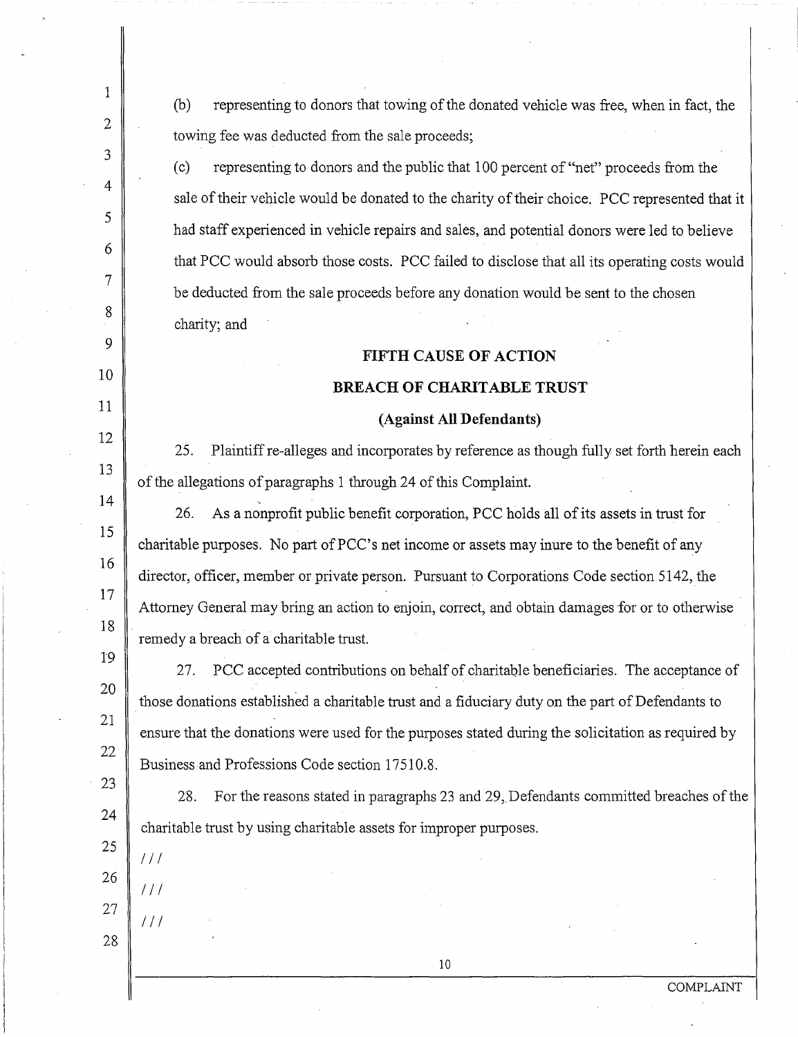(b) representing to donors that towing of the donated vehicle was free, when in fact, the towing fee was deducted from the sale proceeds;

(c) representing to donors and the public that 100 percent of "net" proceeds from the sale of their vehicle would be donated to the charity of their choice. PCC represented that it had staff experienced in vehicle repairs and sales, and potential donors were led to believe that PCC would absorb those costs. PCC failed to disclose that all its operating costs would be deducted from the sale proceeds before any donation would be sent to the chosen charity; and

**FIFTH CAUSE OF ACTION**

**BREACH OF CHARITABLE TRUST**

**(Against All Defendants)**

25. Plaintiff re-alleges and incorporates by reference as though fully set forth herein each of the allegations of paragraphs 1 through 24 of this Complaint.

26. As a nonprofit public benefit corporation, PCC holds all of its assets in trust for charitable purposes. No part of PCC's net income or assets may inure to the benefit of any director, officer, member or private person. Pursuant to Corporations Code section 5142, the Attorney General may bring an action to enjoin, correct, and obtain damages for or to otherwise remedy a breach of a charitable trust.

27. PCC accepted contributions on behalf of charitable beneficiaries. The acceptance of those donations established a charitable trust and a fiduciary duty on the part of Defendants to ensure that the donations were used for the purposes stated during the solicitation as required by Business and Professions Code section 17510.8.

28. For the reasons stated in paragraphs 23 and 29, Defendants committed breaches of the charitable trust by using charitable assets for improper purposes.

///

///

///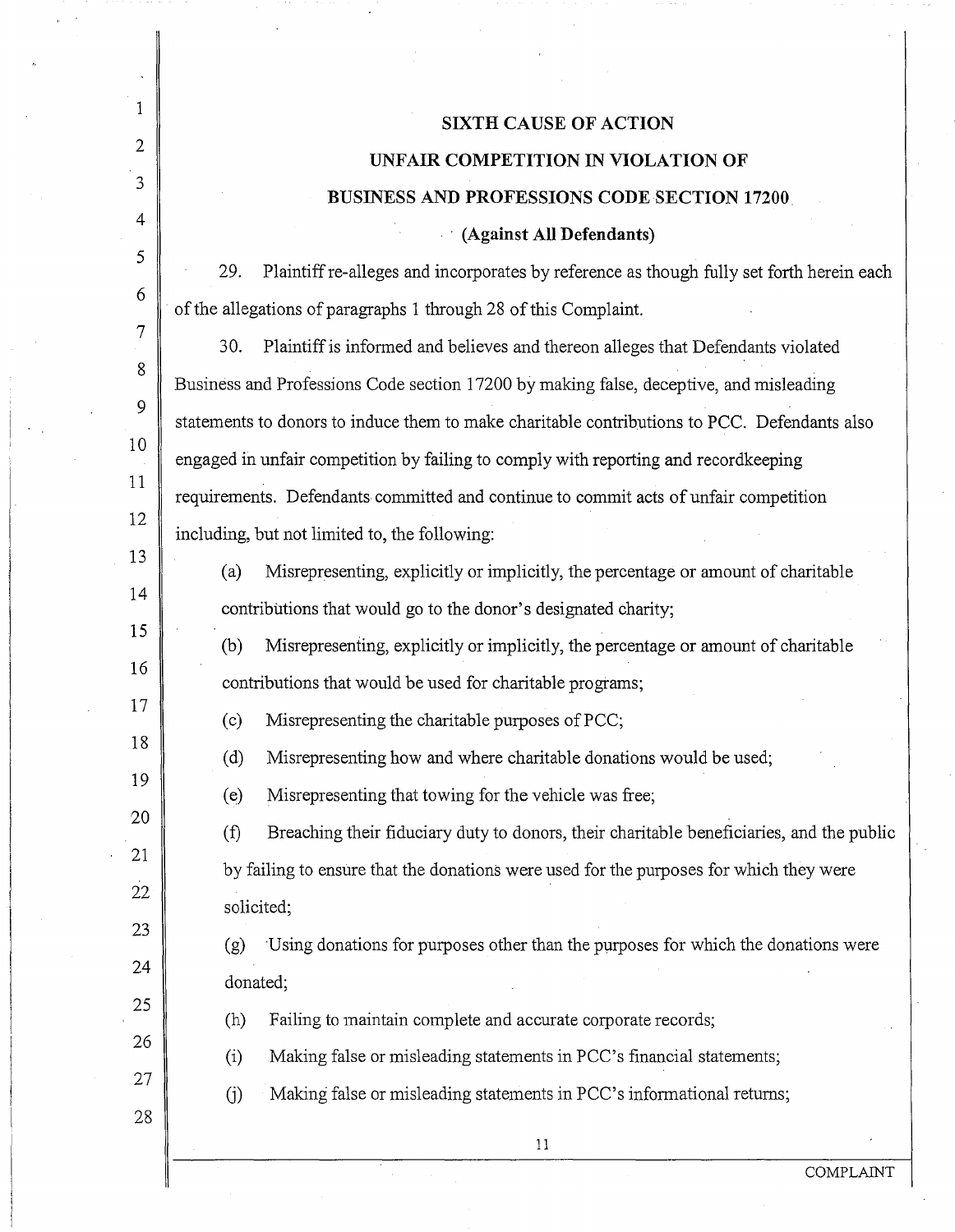**SIXTH CAUSE OF ACTION**

**UNFAIR COMPETITION IN VIOLATION OF**

**BUSINESS AND PROFESSIONS CODE SECTION 17200**

**(Against All Defendants)**

29. Plaintiff re-alleges and incorporates by reference as though fully set forth herein each of the allegations of paragraphs 1 through 28 of this Complaint.

30. Plaintiff is informed and believes and thereon alleges that Defendants violated Business and Professions Code section 17200 by making false, deceptive, and misleading statements to donors to induce them to make charitable contributions to PCC. Defendants also engaged in unfair competition by failing to comply with reporting and recordkeeping requirements. Defendants committed and continue to commit acts of unfair competition including, but not limited to, the following:

(a) Misrepresenting, explicitly or implicitly, the percentage or amount of charitable contributions that would go to the donor's designated charity;

(b) Misrepresenting, explicitly or implicitly, the percentage or amount of charitable contributions that would be used for charitable programs;

(c) Misrepresenting the charitable purposes of PCC;

(d) Misrepresenting how and where charitable donations would be used;

(e) Misrepresenting that towing for the vehicle was free;

(f) Breaching their fiduciary duty to donors, their charitable beneficiaries, and the public by failing to ensure that the donations were used for the purposes for which they were solicited;

(g) Using donations for purposes other than the purposes for which the donations were donated;

(h) Failing to maintain complete and accurate corporate records;

(i) Making false or misleading statements in PCC's financial statements;

(j) Making false or misleading statements in PCC's informational returns;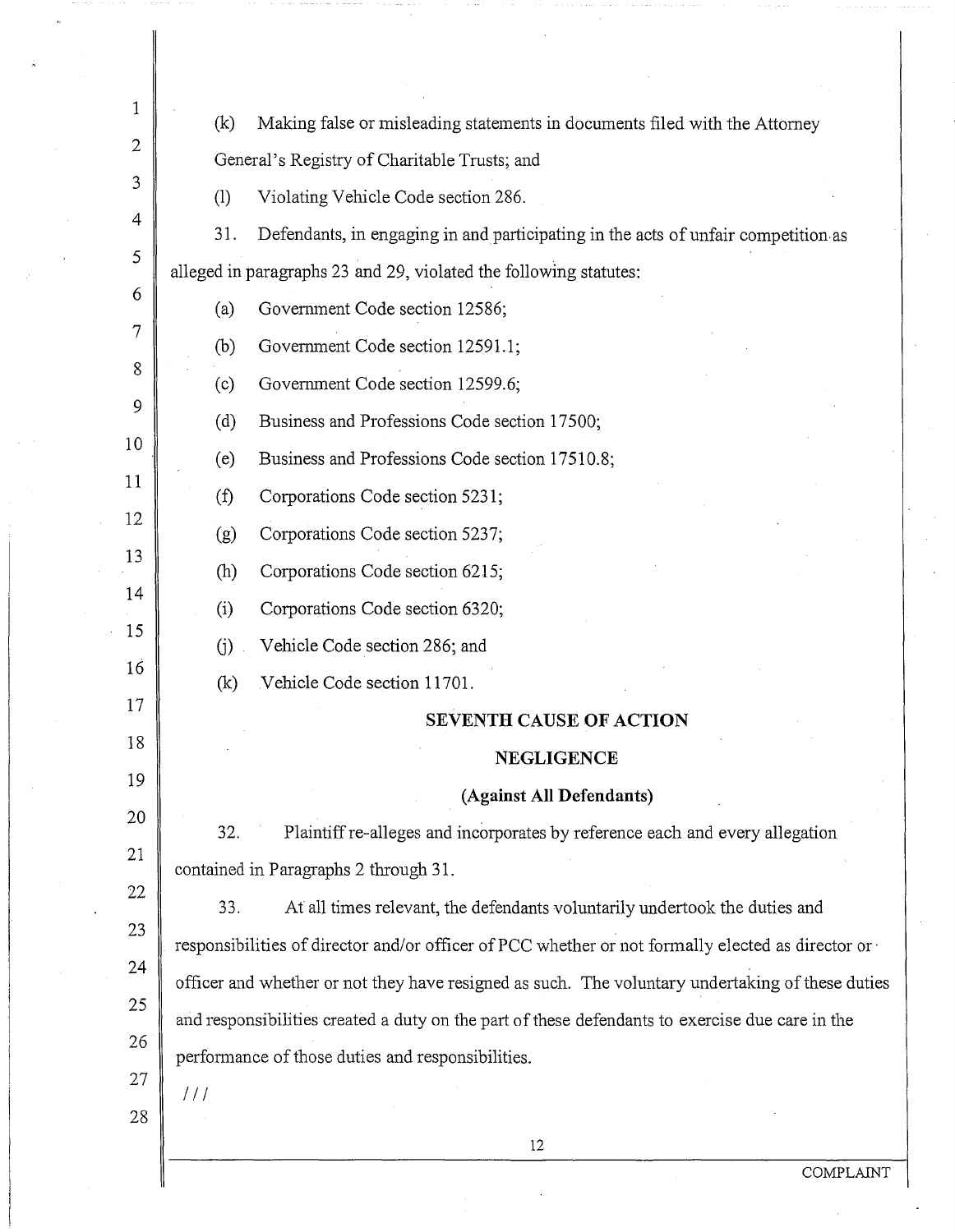(k) Making false or misleading statements in documents filed with the Attorney General's Registry of Charitable Trusts; and

(l) Violating Vehicle Code section 286.

31. Defendants, in engaging in and participating in the acts of unfair competition as alleged in paragraphs 23 and 29, violated the following statutes:

(a) Government Code section 12586;

(b) Government Code section 12591.1;

(c) Government Code section 12599.6;

(d) Business and Professions Code section 17500;

(e) Business and Professions Code section 17510.8;

(f) Corporations Code section 5231;

(g) Corporations Code section 5237;

(h) Corporations Code section 6215;

(i) Corporations Code section 6320;

(j) Vehicle Code section 286; and

(k) Vehicle Code section 11701.

**SEVENTH CAUSE OF ACTION**

**NEGLIGENCE**

**(Against All Defendants)**

32. Plaintiff re-alleges and incorporates by reference each and every allegation contained in Paragraphs 2 through 31.

33. At all times relevant, the defendants voluntarily undertook the duties and responsibilities of director and/or officer of PCC whether or not formally elected as director or officer and whether or not they have resigned as such. The voluntary undertaking of these duties and responsibilities created a duty on the part of these defendants to exercise due care in the performance of those duties and responsibilities.

///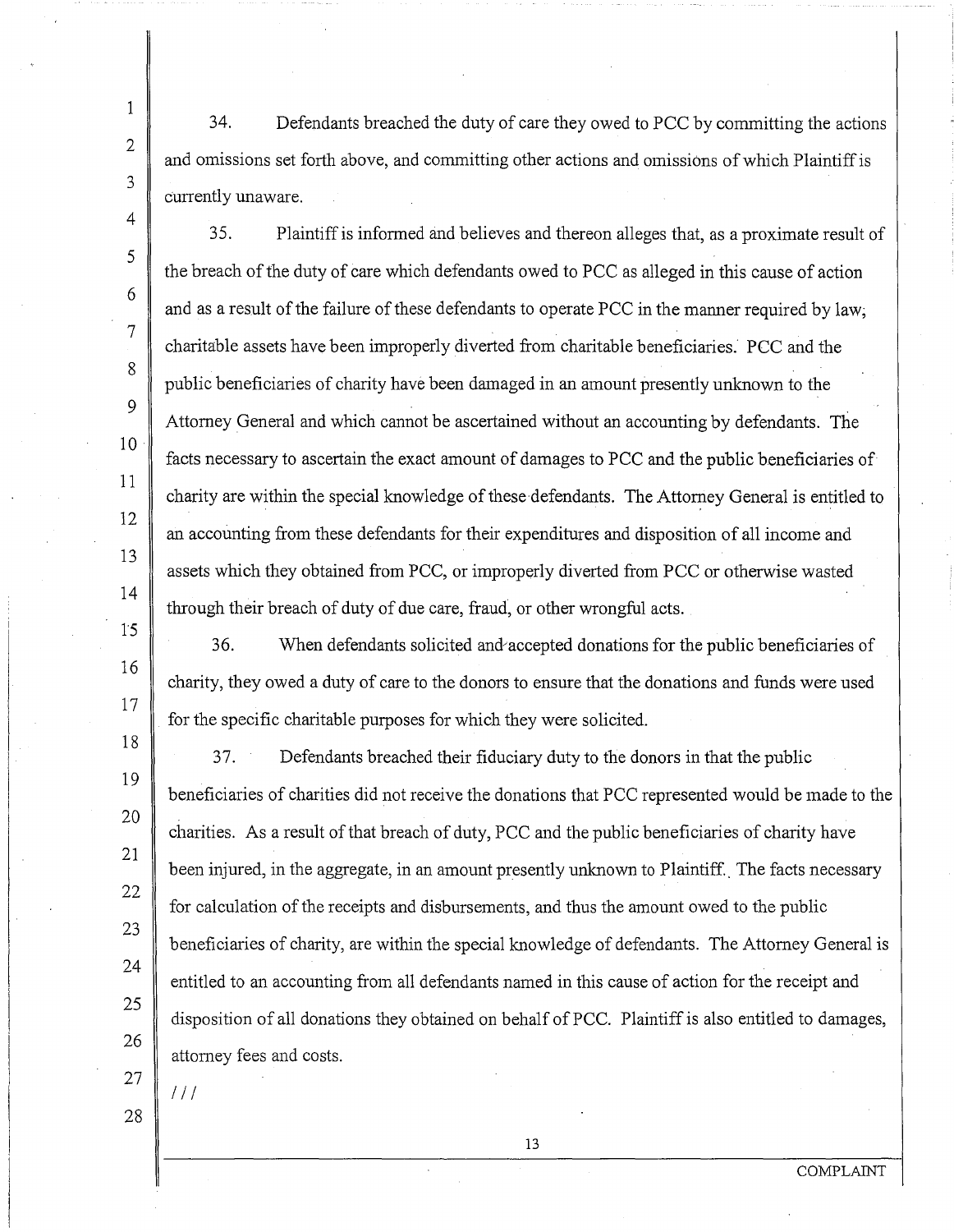34. Defendants breached the duty of care they owed to PCC by committing the actions and omissions set forth above, and committing other actions and omissions of which Plaintiff is currently unaware.

35. Plaintiff is informed and believes and thereon alleges that, as a proximate result of the breach of the duty of care which defendants owed to PCC as alleged in this cause of action and as a result of the failure of these defendants to operate PCC in the manner required by law, charitable assets have been improperly diverted from charitable beneficiaries. PCC and the public beneficiaries of charity have been damaged in an amount presently unknown to the Attorney General and which cannot be ascertained without an accounting by defendants. The facts necessary to ascertain the exact amount of damages to PCC and the public beneficiaries of charity are within the special knowledge of these defendants. The Attorney General is entitled to an accounting from these defendants for their expenditures and disposition of all income and assets which they obtained from PCC, or improperly diverted from PCC or otherwise wasted through their breach of duty of due care, fraud, or other wrongful acts.

36. When defendants solicited and accepted donations for the public beneficiaries of charity, they owed a duty of care to the donors to ensure that the donations and funds were used for the specific charitable purposes for which they were solicited.

37. Defendants breached their fiduciary duty to the donors in that the public beneficiaries of charities did not receive the donations that PCC represented would be made to the charities. As a result of that breach of duty, PCC and the public beneficiaries of charity have been injured, in the aggregate, in an amount presently unknown to Plaintiff. The facts necessary for calculation of the receipts and disbursements, and thus the amount owed to the public beneficiaries of charity, are within the special knowledge of defendants. The Attorney General is entitled to an accounting from all defendants named in this cause of action for the receipt and disposition of all donations they obtained on behalf of PCC. Plaintiff is also entitled to damages, attorney fees and costs.

///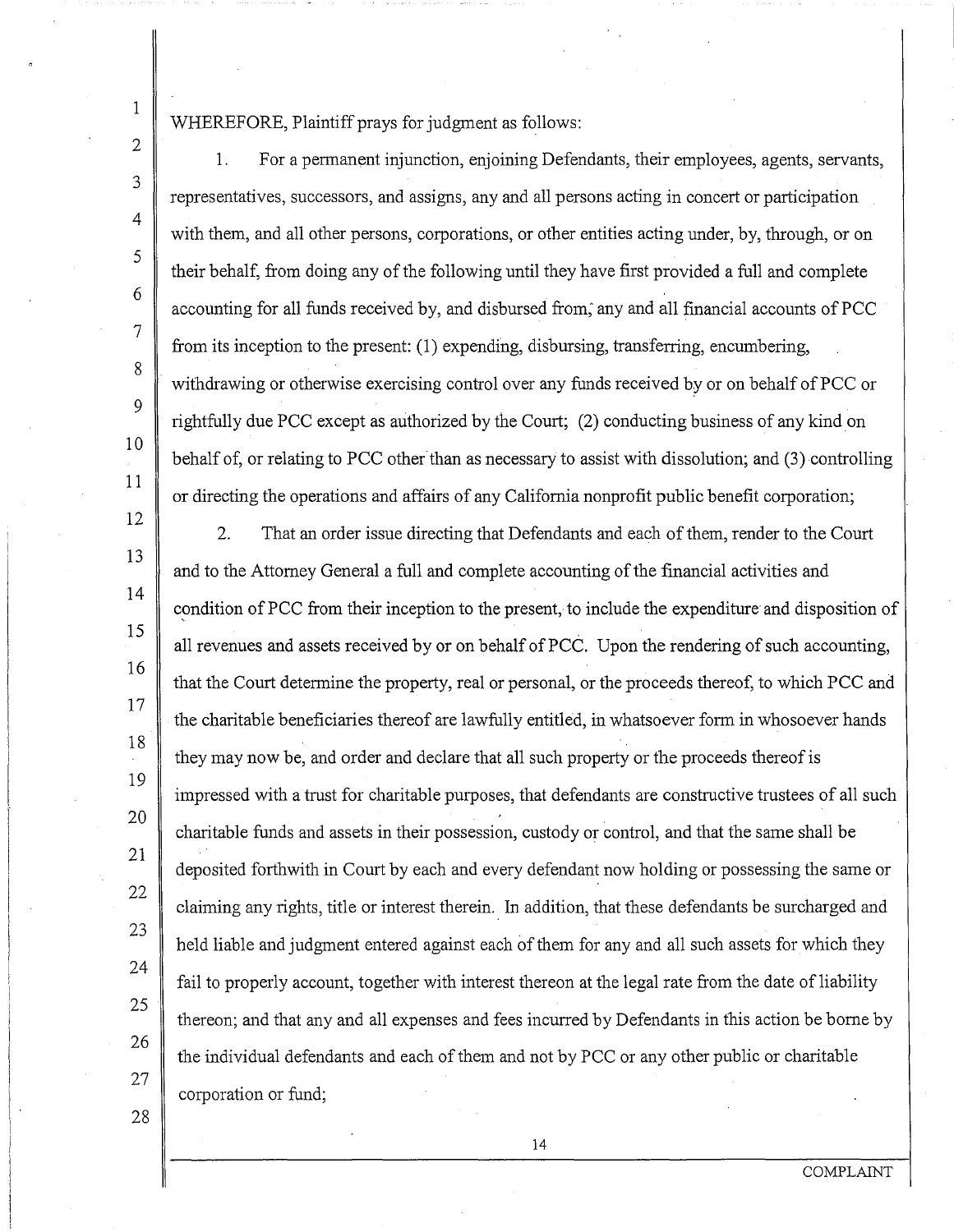WHEREFORE, Plaintiff prays for judgment as follows:

1. For a permanent injunction, enjoining Defendants, their employees, agents, servants, representatives, successors, and assigns, any and all persons acting in concert or participation with them, and all other persons, corporations, or other entities acting under, by, through, or on their behalf, from doing any of the following until they have first provided a full and complete accounting for all funds received by, and disbursed from, any and all financial accounts of PCC from its inception to the present: (1) expending, disbursing, transferring, encumbering, withdrawing or otherwise exercising control over any funds received by or on behalf of PCC or rightfully due PCC except as authorized by the Court; (2) conducting business of any kind on behalf of, or relating to PCC other than as necessary to assist with dissolution; and (3) controlling or directing the operations and affairs of any California nonprofit public benefit corporation;

2. That an order issue directing that Defendants and each of them, render to the Court and to the Attorney General a full and complete accounting of the financial activities and condition of PCC from their inception to the present, to include the expenditure and disposition of all revenues and assets received by or on behalf of PCC. Upon the rendering of such accounting, that the Court determine the property, real or personal, or the proceeds thereof, to which PCC and the charitable beneficiaries thereof are lawfully entitled, in whatsoever form in whosoever hands they may now be, and order and declare that all such property or the proceeds thereof is impressed with a trust for charitable purposes, that defendants are constructive trustees of all such charitable funds and assets in their possession, custody or control, and that the same shall be deposited forthwith in Court by each and every defendant now holding or possessing the same or claiming any rights, title or interest therein. In addition, that these defendants be surcharged and held liable and judgment entered against each of them for any and all such assets for which they fail to properly account, together with interest thereon at the legal rate from the date of liability thereon; and that any and all expenses and fees incurred by Defendants in this action be borne by the individual defendants and each of them and not by PCC or any other public or charitable corporation or fund;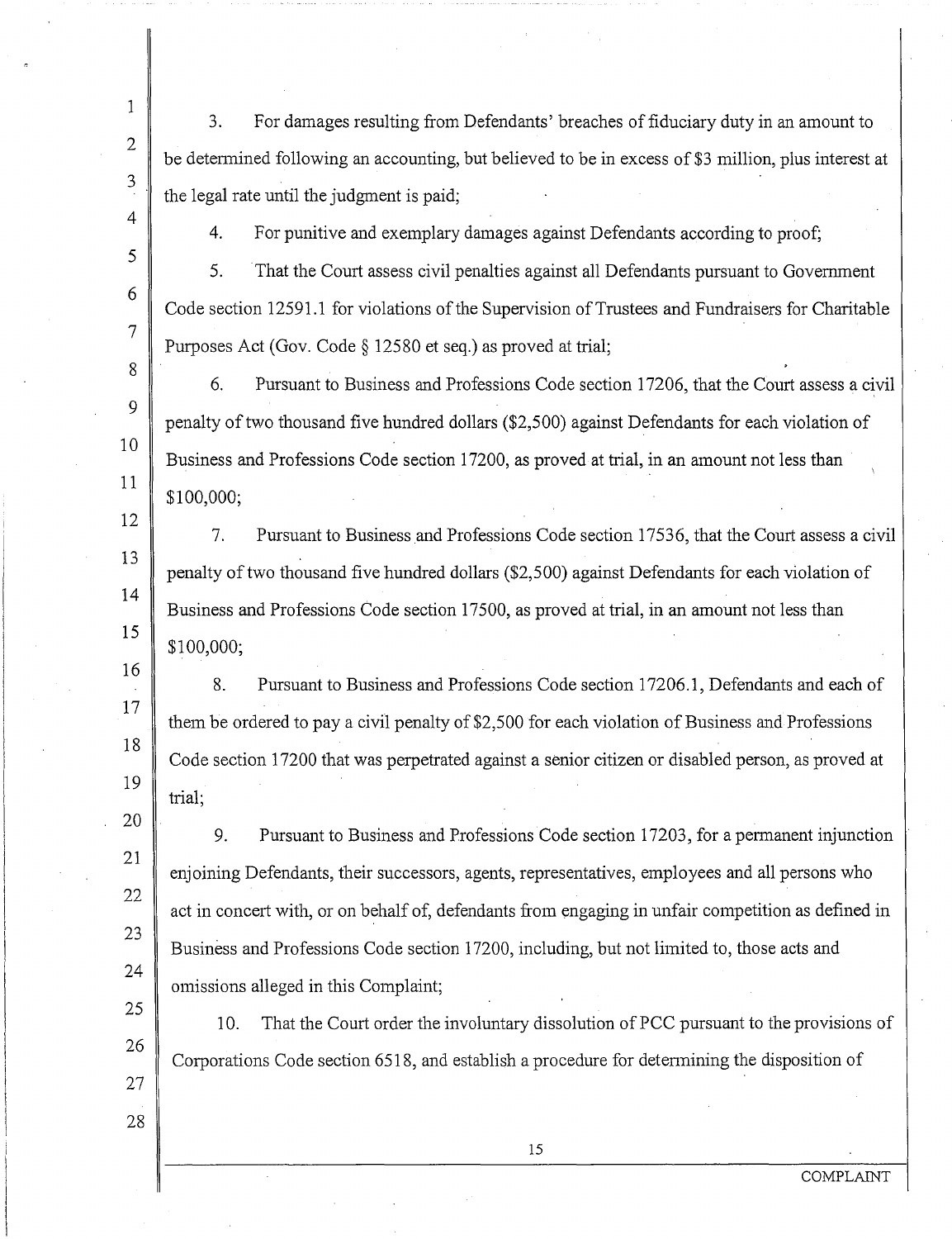3. For damages resulting from Defendants' breaches of fiduciary duty in an amount to be determined following an accounting, but believed to be in excess of $3 million, plus interest at the legal rate until the judgment is paid;

4. For punitive and exemplary damages against Defendants according to proof;

5. That the Court assess civil penalties against all Defendants pursuant to Government Code section 12591.1 for violations of the Supervision of Trustees and Fundraisers for Charitable Purposes Act (Gov. Code § 12580 et seq.) as proved at trial;

6. Pursuant to Business and Professions Code section 17206, that the Court assess a civil penalty of two thousand five hundred dollars ($2,500) against Defendants for each violation of Business and Professions Code section 17200, as proved at trial, in an amount not less than $100,000;

7. Pursuant to Business and Professions Code section 17536, that the Court assess a civil penalty of two thousand five hundred dollars ($2,500) against Defendants for each violation of Business and Professions Code section 17500, as proved at trial, in an amount not less than $100,000;

8. Pursuant to Business and Professions Code section 17206.1, Defendants and each of them be ordered to pay a civil penalty of $2,500 for each violation of Business and Professions Code section 17200 that was perpetrated against a senior citizen or disabled person, as proved at trial;

9. Pursuant to Business and Professions Code section 17203, for a permanent injunction enjoining Defendants, their successors, agents, representatives, employees and all persons who act in concert with, or on behalf of, defendants from engaging in unfair competition as defined in Business and Professions Code section 17200, including, but not limited to, those acts and omissions alleged in this Complaint;

10. That the Court order the involuntary dissolution of PCC pursuant to the provisions of Corporations Code section 6518, and establish a procedure for determining the disposition of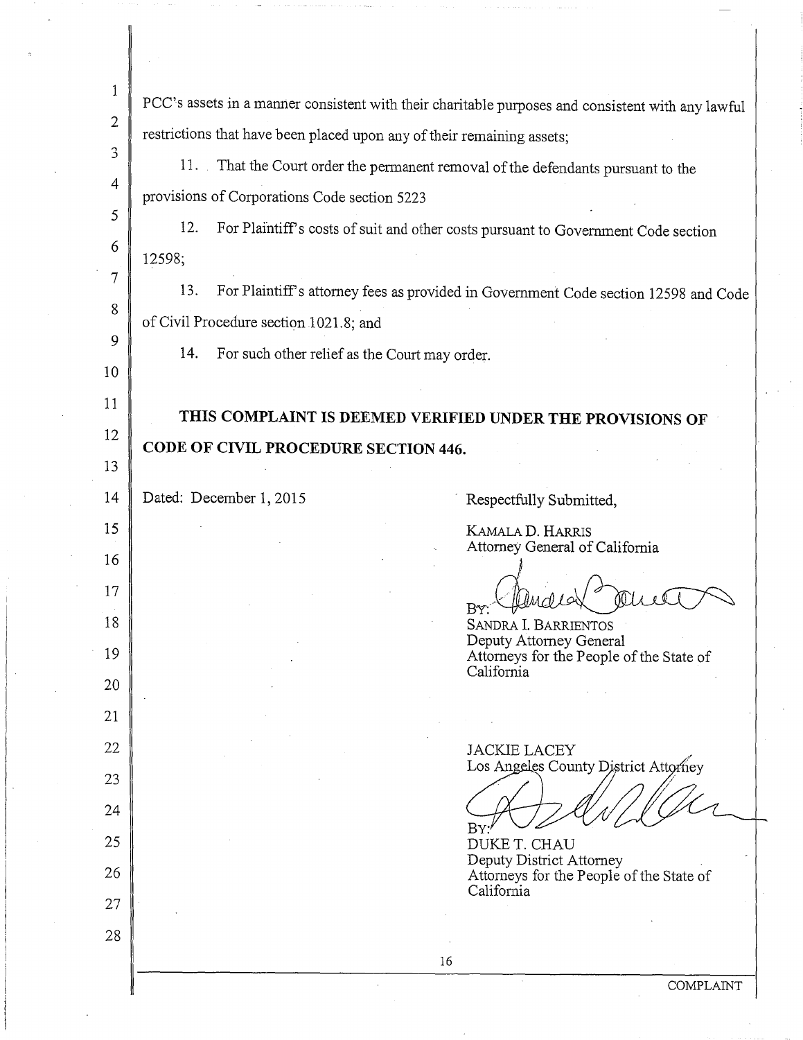PCC's assets in a manner consistent with their charitable purposes and consistent with any lawful restrictions that have been placed upon any of their remaining assets;

11. That the Court order the permanent removal of the defendants pursuant to the provisions of Corporations Code section 5223

12. For Plaintiff's costs of suit and other costs pursuant to Government Code section 12598;

13. For Plaintiff's attorney fees as provided in Government Code section 12598 and Code of Civil Procedure section 1021.8; and

14. For such other relief as the Court may order.

**THIS COMPLAINT IS DEEMED VERIFIED UNDER THE PROVISIONS OF CODE OF CIVIL PROCEDURE SECTION 446.**

Dated: December 1, 2015

Respectfully Submitted,

KAMALA D. HARRIS
Attorney General of California

By: 
SANDRA I. BARRIENTOS
Deputy Attorney General
Attorneys for the People of the State of California

JACKIE LACEY
Los Angeles County District Attorney

By: 
DUKE T. CHAU
Deputy District Attorney
Attorneys for the People of the State of California

COMPLAINT